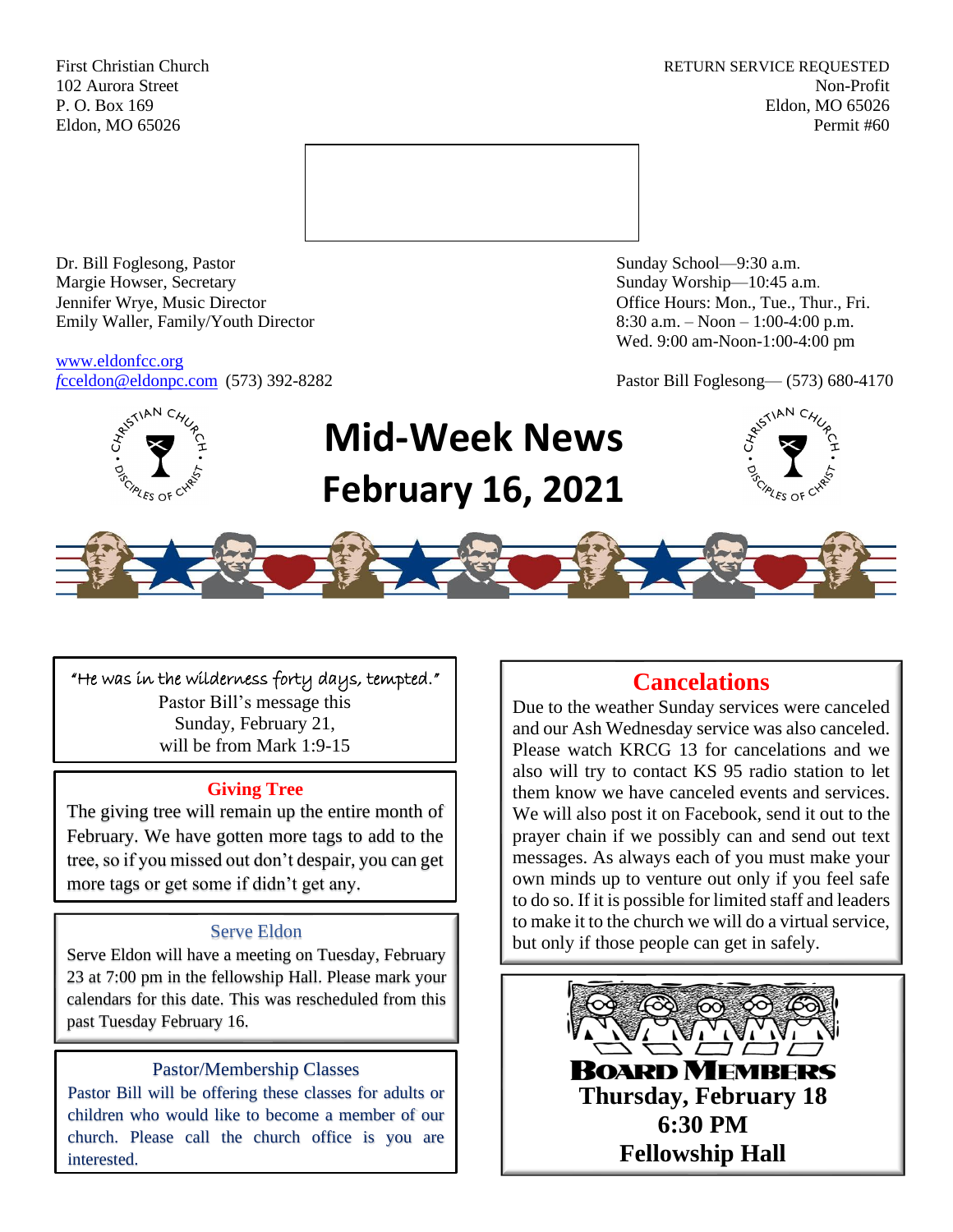First Christian Church
102 Aurora Street
P. O. Box 169
Eldon, MO 65026

RETURN SERVICE REQUESTED
Non-Profit
Eldon, MO 65026
Permit #60

Dr. Bill Foglesong, Pastor
Margie Howser, Secretary
Jennifer Wrye, Music Director
Emily Waller, Family/Youth Director

www.eldonfcc.org
fcceldon@eldonpc.com (573) 392-8282

Sunday School—9:30 a.m.
Sunday Worship—10:45 a.m.
Office Hours: Mon., Tue., Thur., Fri.
8:30 a.m. – Noon – 1:00-4:00 p.m.
Wed. 9:00 am-Noon-1:00-4:00 pm

Pastor Bill Foglesong— (573) 680-4170

# Mid-Week News
# February 16, 2021

"He was in the wilderness forty days, tempted."
Pastor Bill's message this
Sunday, February 21,
will be from Mark 1:9-15

## Giving Tree

The giving tree will remain up the entire month of February. We have gotten more tags to add to the tree, so if you missed out don't despair, you can get more tags or get some if didn't get any.

## Serve Eldon

Serve Eldon will have a meeting on Tuesday, February 23 at 7:00 pm in the fellowship Hall. Please mark your calendars for this date. This was rescheduled from this past Tuesday February 16.

## Pastor/Membership Classes

Pastor Bill will be offering these classes for adults or children who would like to become a member of our church. Please call the church office is you are interested.

## Cancelations

Due to the weather Sunday services were canceled and our Ash Wednesday service was also canceled. Please watch KRCG 13 for cancelations and we also will try to contact KS 95 radio station to let them know we have canceled events and services. We will also post it on Facebook, send it out to the prayer chain if we possibly can and send out text messages. As always each of you must make your own minds up to venture out only if you feel safe to do so. If it is possible for limited staff and leaders to make it to the church we will do a virtual service, but only if those people can get in safely.

## Board Members

**Thursday, February 18**
**6:30 PM**
**Fellowship Hall**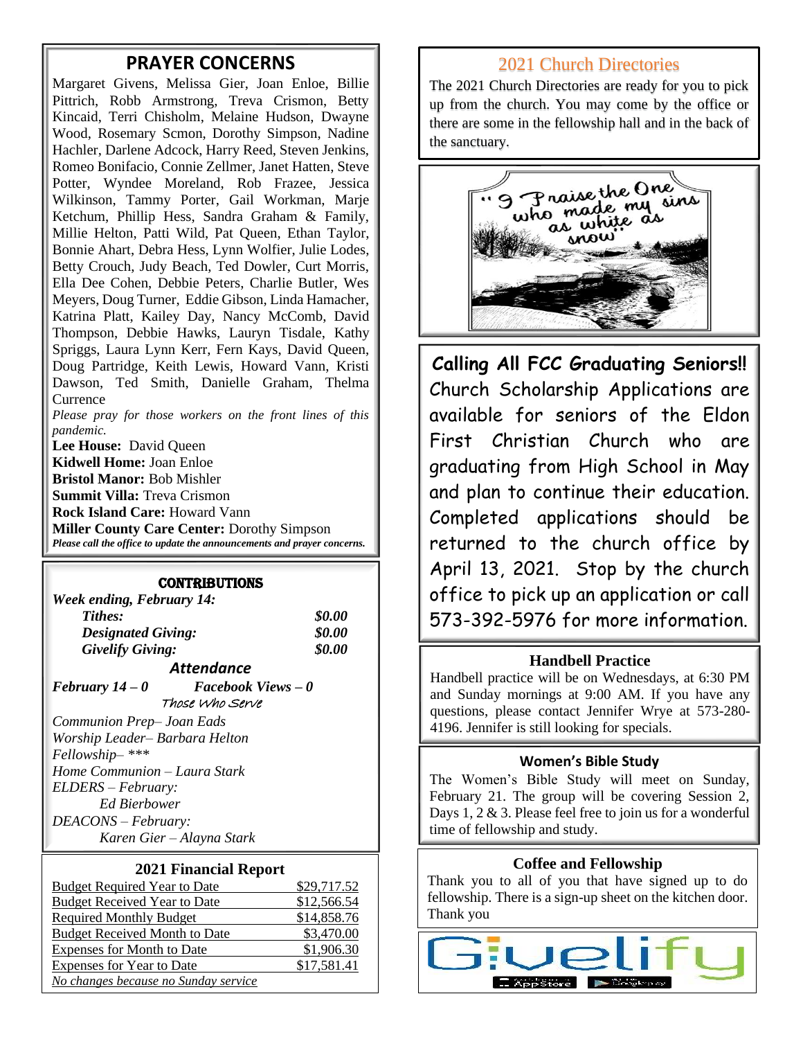## PRAYER CONCERNS

Margaret Givens, Melissa Gier, Joan Enloe, Billie Pittrich, Robb Armstrong, Treva Crismon, Betty Kincaid, Terri Chisholm, Melaine Hudson, Dwayne Wood, Rosemary Scmon, Dorothy Simpson, Nadine Hachler, Darlene Adcock, Harry Reed, Steven Jenkins, Romeo Bonifacio, Connie Zellmer, Janet Hatten, Steve Potter, Wyndee Moreland, Rob Frazee, Jessica Wilkinson, Tammy Porter, Gail Workman, Marje Ketchum, Phillip Hess, Sandra Graham & Family, Millie Helton, Patti Wild, Pat Queen, Ethan Taylor, Bonnie Ahart, Debra Hess, Lynn Wolfier, Julie Lodes, Betty Crouch, Judy Beach, Ted Dowler, Curt Morris, Ella Dee Cohen, Debbie Peters, Charlie Butler, Wes Meyers, Doug Turner, Eddie Gibson, Linda Hamacher, Katrina Platt, Kailey Day, Nancy McComb, David Thompson, Debbie Hawks, Lauryn Tisdale, Kathy Spriggs, Laura Lynn Kerr, Fern Kays, David Queen, Doug Partridge, Keith Lewis, Howard Vann, Kristi Dawson, Ted Smith, Danielle Graham, Thelma Currence

*Please pray for those workers on the front lines of this pandemic.*

**Lee House:** David Queen
**Kidwell Home:** Joan Enloe
**Bristol Manor:** Bob Mishler
**Summit Villa:** Treva Crismon
**Rock Island Care:** Howard Vann
**Miller County Care Center:** Dorothy Simpson

***Please call the office to update the announcements and prayer concerns.***

## CONTRIBUTIONS

*Week ending, February 14:*

| | |
|---|---|
| ***Tithes:*** | ***$0.00*** |
| ***Designated Giving:*** | ***$0.00*** |
| ***Givelify Giving:*** | ***$0.00*** |

### *Attendance*

***February 14 – 0*** ***Facebook Views – 0***

*Those Who Serve*

*Communion Prep– Joan Eads*
*Worship Leader– Barbara Helton*
*Fellowship– \*\*\**
*Home Communion – Laura Stark*
*ELDERS – February:*
*Ed Bierbower*
*DEACONS – February:*
*Karen Gier – Alayna Stark*

## 2021 Financial Report

| | |
|---|---|
| Budget Required Year to Date | $29,717.52 |
| Budget Received Year to Date | $12,566.54 |
| Required Monthly Budget | $14,858.76 |
| Budget Received Month to Date | $3,470.00 |
| Expenses for Month to Date | $1,906.30 |
| Expenses for Year to Date | $17,581.41 |

*No changes because no Sunday service*

## 2021 Church Directories

The 2021 Church Directories are ready for you to pick up from the church. You may come by the office or there are some in the fellowship hall and in the back of the sanctuary.

"I Praise the One who made my sins as white as snow"

**Calling All FCC Graduating Seniors!!**

Church Scholarship Applications are available for seniors of the Eldon First Christian Church who are graduating from High School in May and plan to continue their education. Completed applications should be returned to the church office by April 13, 2021. Stop by the church office to pick up an application or call 573-392-5976 for more information.

### Handbell Practice

Handbell practice will be on Wednesdays, at 6:30 PM and Sunday mornings at 9:00 AM. If you have any questions, please contact Jennifer Wrye at 573-280-4196. Jennifer is still looking for specials.

### Women's Bible Study

The Women's Bible Study will meet on Sunday, February 21. The group will be covering Session 2, Days 1, 2 & 3. Please feel free to join us for a wonderful time of fellowship and study.

### Coffee and Fellowship

Thank you to all of you that have signed up to do fellowship. There is a sign-up sheet on the kitchen door. Thank you

Givelify